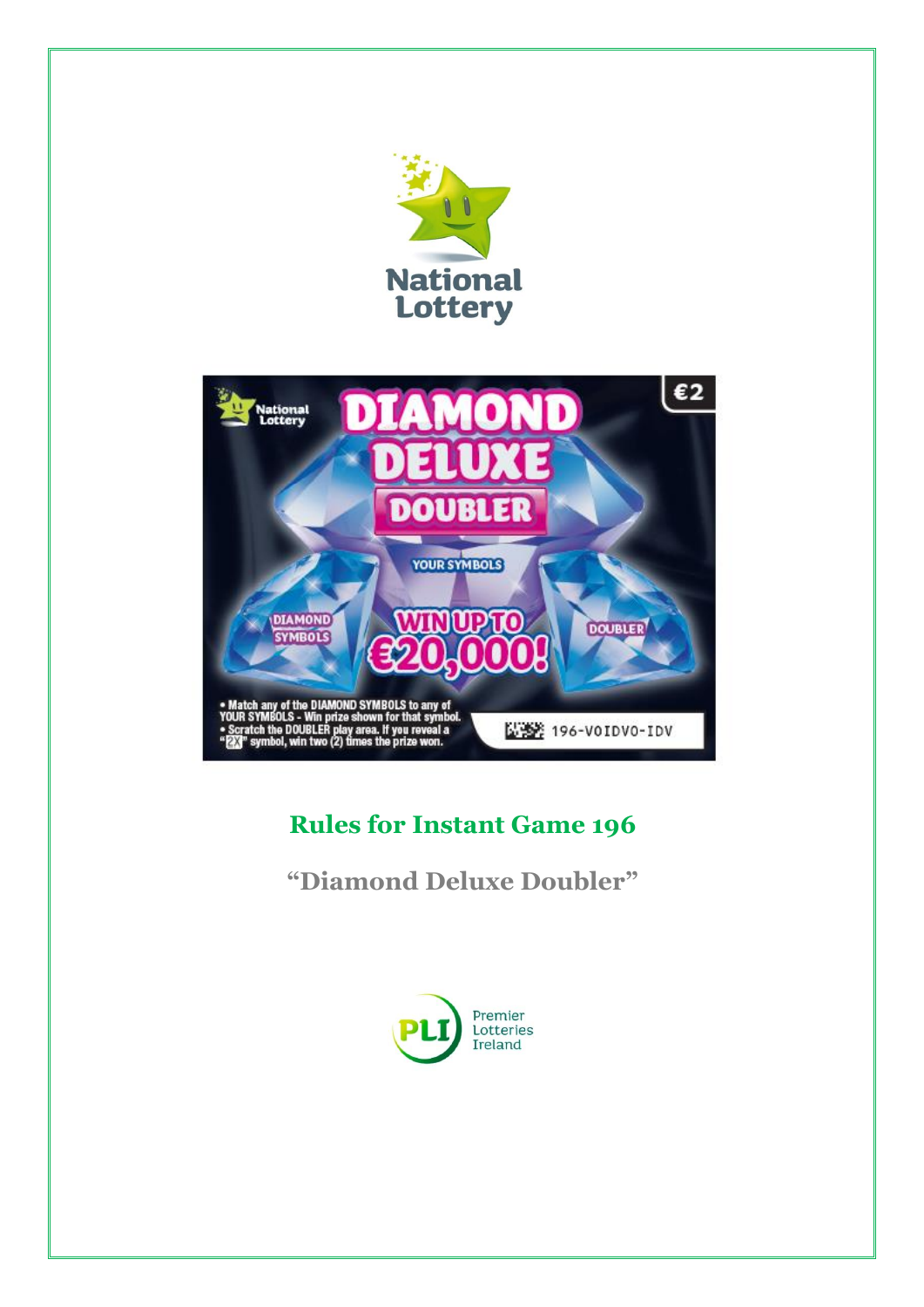National Lottery

# Rules for Instant Game 196

## "Diamond Deluxe Doubler"

Premier Lotteries Ireland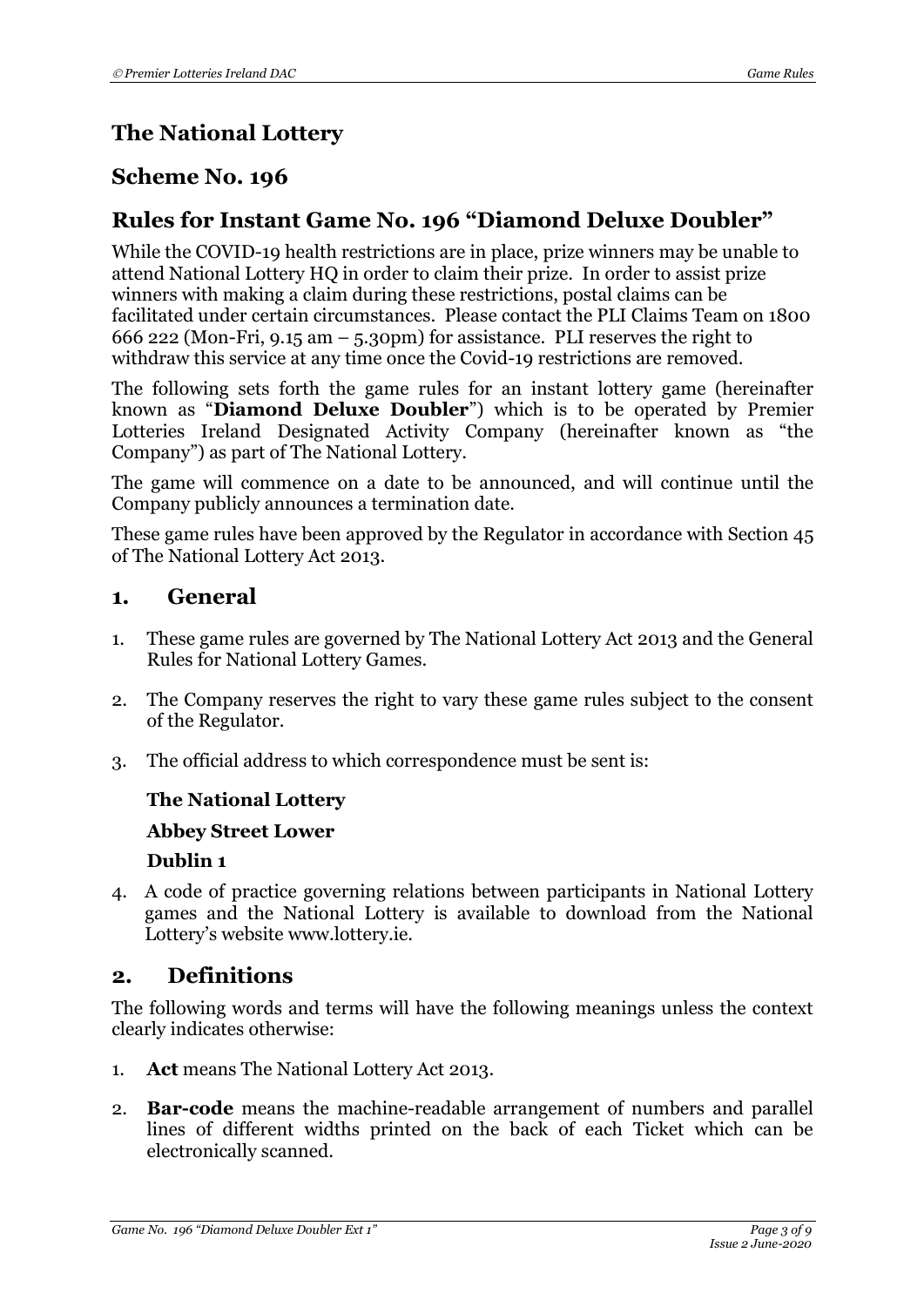# The National Lottery

## Scheme No. 196

## Rules for Instant Game No. 196 "Diamond Deluxe Doubler"

While the COVID-19 health restrictions are in place, prize winners may be unable to attend National Lottery HQ in order to claim their prize. In order to assist prize winners with making a claim during these restrictions, postal claims can be facilitated under certain circumstances. Please contact the PLI Claims Team on 1800 666 222 (Mon-Fri, 9.15 am – 5.30pm) for assistance. PLI reserves the right to withdraw this service at any time once the Covid-19 restrictions are removed.

The following sets forth the game rules for an instant lottery game (hereinafter known as "**Diamond Deluxe Doubler**") which is to be operated by Premier Lotteries Ireland Designated Activity Company (hereinafter known as "the Company") as part of The National Lottery.

The game will commence on a date to be announced, and will continue until the Company publicly announces a termination date.

These game rules have been approved by the Regulator in accordance with Section 45 of The National Lottery Act 2013.

## 1. General

1. These game rules are governed by The National Lottery Act 2013 and the General Rules for National Lottery Games.

2. The Company reserves the right to vary these game rules subject to the consent of the Regulator.

3. The official address to which correspondence must be sent is:

   **The National Lottery**

   **Abbey Street Lower**

   **Dublin 1**

4. A code of practice governing relations between participants in National Lottery games and the National Lottery is available to download from the National Lottery's website www.lottery.ie.

## 2. Definitions

The following words and terms will have the following meanings unless the context clearly indicates otherwise:

1. **Act** means The National Lottery Act 2013.

2. **Bar-code** means the machine-readable arrangement of numbers and parallel lines of different widths printed on the back of each Ticket which can be electronically scanned.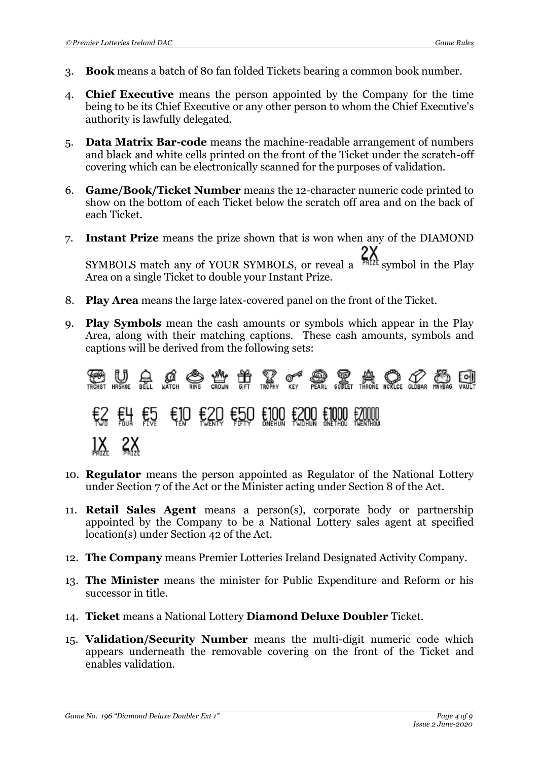3. **Book** means a batch of 80 fan folded Tickets bearing a common book number.

4. **Chief Executive** means the person appointed by the Company for the time being to be its Chief Executive or any other person to whom the Chief Executive's authority is lawfully delegated.

5. **Data Matrix Bar-code** means the machine-readable arrangement of numbers and black and white cells printed on the front of the Ticket under the scratch-off covering which can be electronically scanned for the purposes of validation.

6. **Game/Book/Ticket Number** means the 12-character numeric code printed to show on the bottom of each Ticket below the scratch off area and on the back of each Ticket.

7. **Instant Prize** means the prize shown that is won when any of the DIAMOND SYMBOLS match any of YOUR SYMBOLS, or reveal a 2X PRIZE symbol in the Play Area on a single Ticket to double your Instant Prize.

8. **Play Area** means the large latex-covered panel on the front of the Ticket.

9. **Play Symbols** mean the cash amounts or symbols which appear in the Play Area, along with their matching captions. These cash amounts, symbols and captions will be derived from the following sets:

   TRCHST HRSHOE BELL WATCH RING CROWN GIFT TROPHY KEY PEARL GOBLET THRONE NCKLCE GLDBAR MNYBAG VAULT

   €2 TWO €4 FOUR €5 FIVE €10 TEN €20 TWENTY €50 FIFTY €100 ONEHUN €200 TWOHUN €1000 ONETHOU €20000 TWENTHOU

   1X PRIZE 2X PRIZE

10. **Regulator** means the person appointed as Regulator of the National Lottery under Section 7 of the Act or the Minister acting under Section 8 of the Act.

11. **Retail Sales Agent** means a person(s), corporate body or partnership appointed by the Company to be a National Lottery sales agent at specified location(s) under Section 42 of the Act.

12. **The Company** means Premier Lotteries Ireland Designated Activity Company.

13. **The Minister** means the minister for Public Expenditure and Reform or his successor in title.

14. **Ticket** means a National Lottery **Diamond Deluxe Doubler** Ticket.

15. **Validation/Security Number** means the multi-digit numeric code which appears underneath the removable covering on the front of the Ticket and enables validation.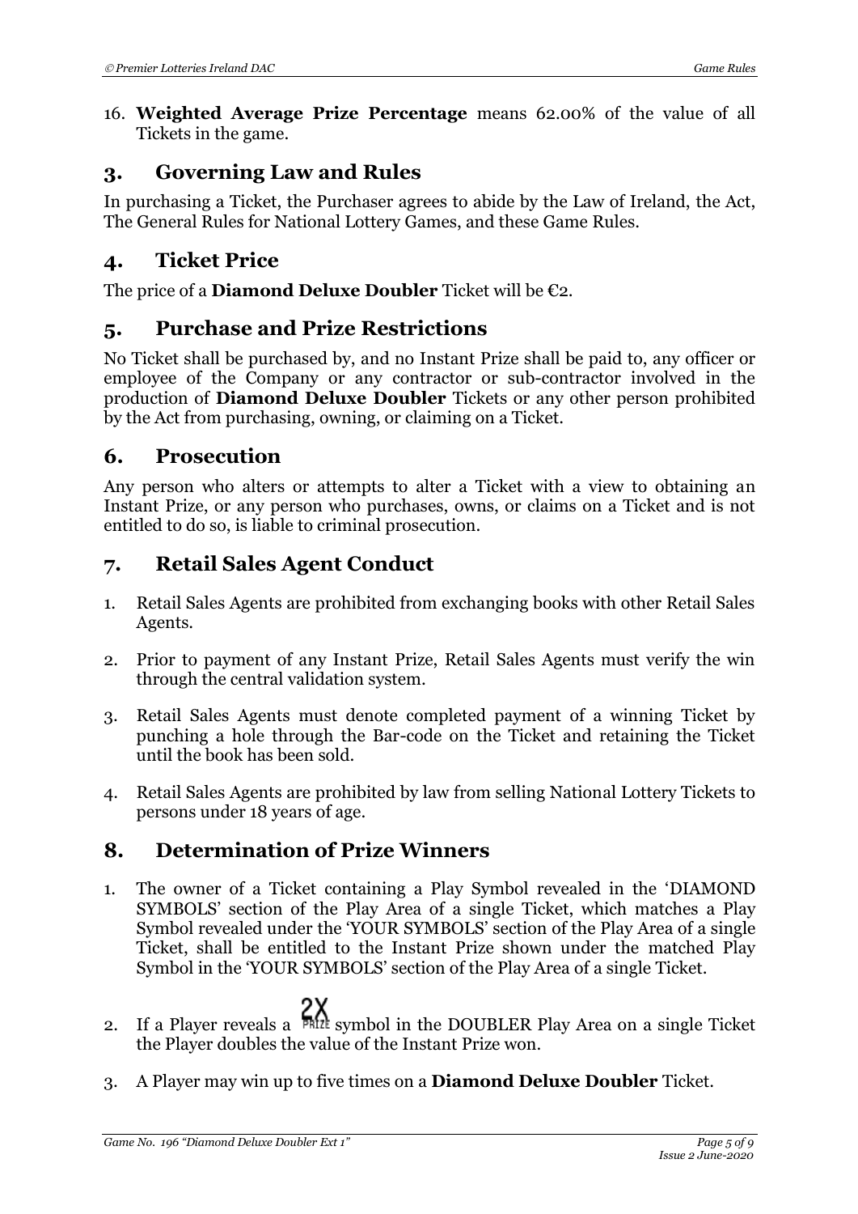16. **Weighted Average Prize Percentage** means 62.00% of the value of all Tickets in the game.

## 3. Governing Law and Rules

In purchasing a Ticket, the Purchaser agrees to abide by the Law of Ireland, the Act, The General Rules for National Lottery Games, and these Game Rules.

## 4. Ticket Price

The price of a **Diamond Deluxe Doubler** Ticket will be €2.

## 5. Purchase and Prize Restrictions

No Ticket shall be purchased by, and no Instant Prize shall be paid to, any officer or employee of the Company or any contractor or sub-contractor involved in the production of **Diamond Deluxe Doubler** Tickets or any other person prohibited by the Act from purchasing, owning, or claiming on a Ticket.

## 6. Prosecution

Any person who alters or attempts to alter a Ticket with a view to obtaining an Instant Prize, or any person who purchases, owns, or claims on a Ticket and is not entitled to do so, is liable to criminal prosecution.

## 7. Retail Sales Agent Conduct

1. Retail Sales Agents are prohibited from exchanging books with other Retail Sales Agents.

2. Prior to payment of any Instant Prize, Retail Sales Agents must verify the win through the central validation system.

3. Retail Sales Agents must denote completed payment of a winning Ticket by punching a hole through the Bar-code on the Ticket and retaining the Ticket until the book has been sold.

4. Retail Sales Agents are prohibited by law from selling National Lottery Tickets to persons under 18 years of age.

## 8. Determination of Prize Winners

1. The owner of a Ticket containing a Play Symbol revealed in the 'DIAMOND SYMBOLS' section of the Play Area of a single Ticket, which matches a Play Symbol revealed under the 'YOUR SYMBOLS' section of the Play Area of a single Ticket, shall be entitled to the Instant Prize shown under the matched Play Symbol in the 'YOUR SYMBOLS' section of the Play Area of a single Ticket.

2. If a Player reveals a 2X PRIZE symbol in the DOUBLER Play Area on a single Ticket the Player doubles the value of the Instant Prize won.

3. A Player may win up to five times on a **Diamond Deluxe Doubler** Ticket.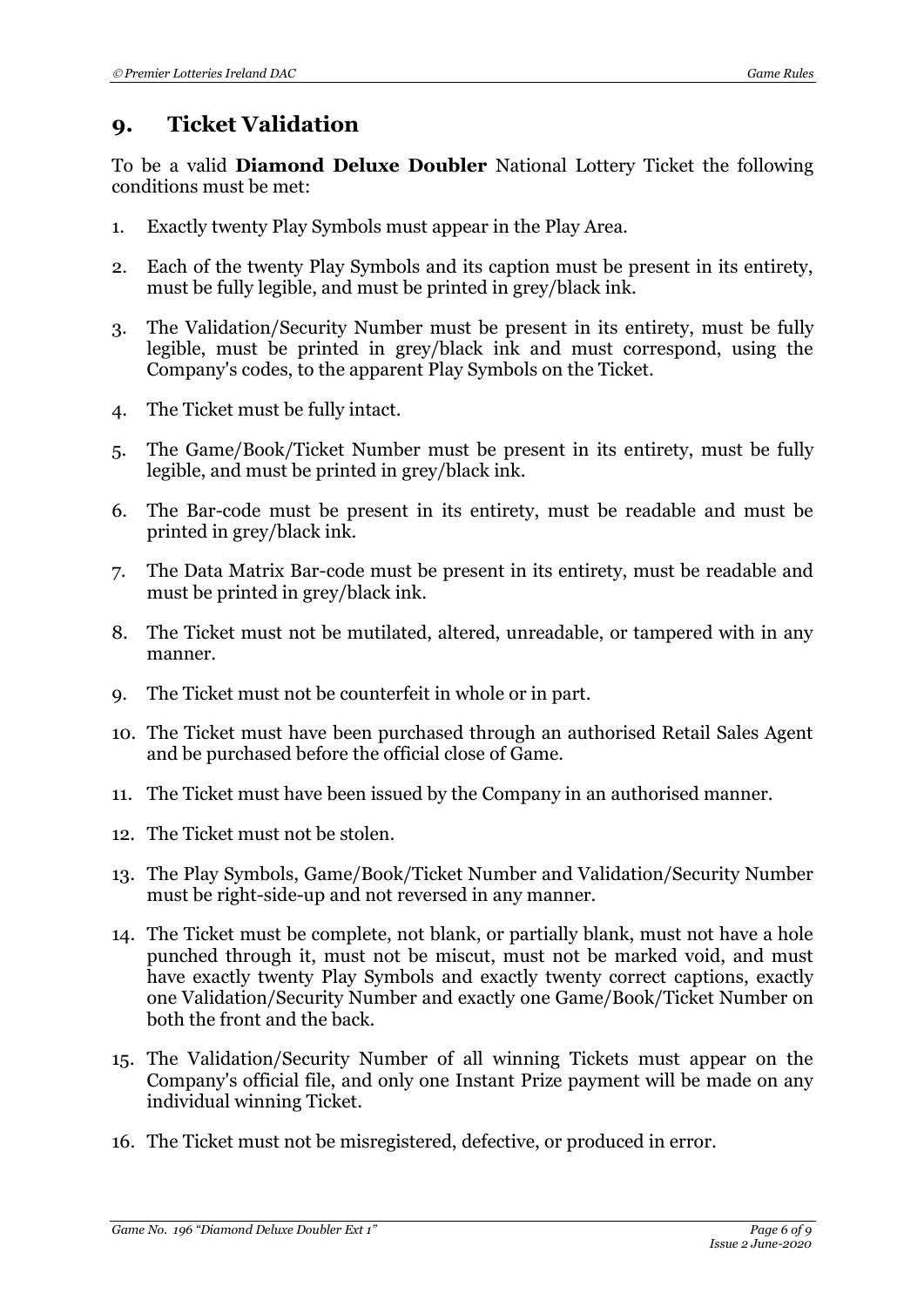## 9. Ticket Validation

To be a valid **Diamond Deluxe Doubler** National Lottery Ticket the following conditions must be met:

1. Exactly twenty Play Symbols must appear in the Play Area.
2. Each of the twenty Play Symbols and its caption must be present in its entirety, must be fully legible, and must be printed in grey/black ink.
3. The Validation/Security Number must be present in its entirety, must be fully legible, must be printed in grey/black ink and must correspond, using the Company's codes, to the apparent Play Symbols on the Ticket.
4. The Ticket must be fully intact.
5. The Game/Book/Ticket Number must be present in its entirety, must be fully legible, and must be printed in grey/black ink.
6. The Bar-code must be present in its entirety, must be readable and must be printed in grey/black ink.
7. The Data Matrix Bar-code must be present in its entirety, must be readable and must be printed in grey/black ink.
8. The Ticket must not be mutilated, altered, unreadable, or tampered with in any manner.
9. The Ticket must not be counterfeit in whole or in part.
10. The Ticket must have been purchased through an authorised Retail Sales Agent and be purchased before the official close of Game.
11. The Ticket must have been issued by the Company in an authorised manner.
12. The Ticket must not be stolen.
13. The Play Symbols, Game/Book/Ticket Number and Validation/Security Number must be right-side-up and not reversed in any manner.
14. The Ticket must be complete, not blank, or partially blank, must not have a hole punched through it, must not be miscut, must not be marked void, and must have exactly twenty Play Symbols and exactly twenty correct captions, exactly one Validation/Security Number and exactly one Game/Book/Ticket Number on both the front and the back.
15. The Validation/Security Number of all winning Tickets must appear on the Company's official file, and only one Instant Prize payment will be made on any individual winning Ticket.
16. The Ticket must not be misregistered, defective, or produced in error.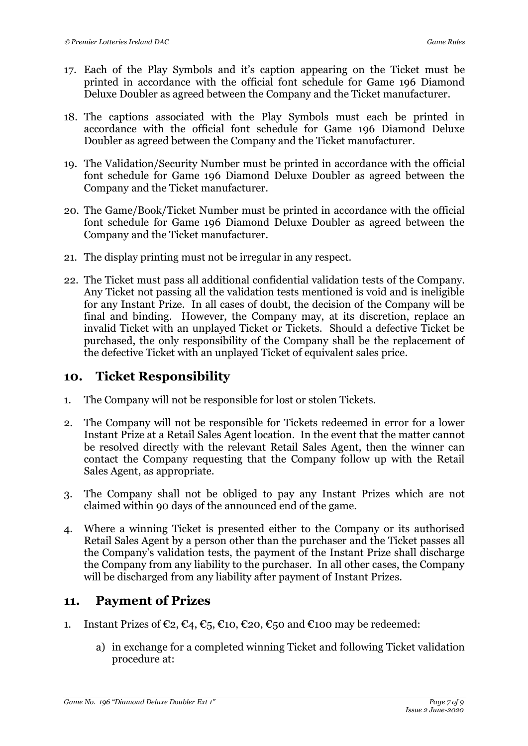17. Each of the Play Symbols and it's caption appearing on the Ticket must be printed in accordance with the official font schedule for Game 196 Diamond Deluxe Doubler as agreed between the Company and the Ticket manufacturer.

18. The captions associated with the Play Symbols must each be printed in accordance with the official font schedule for Game 196 Diamond Deluxe Doubler as agreed between the Company and the Ticket manufacturer.

19. The Validation/Security Number must be printed in accordance with the official font schedule for Game 196 Diamond Deluxe Doubler as agreed between the Company and the Ticket manufacturer.

20. The Game/Book/Ticket Number must be printed in accordance with the official font schedule for Game 196 Diamond Deluxe Doubler as agreed between the Company and the Ticket manufacturer.

21. The display printing must not be irregular in any respect.

22. The Ticket must pass all additional confidential validation tests of the Company. Any Ticket not passing all the validation tests mentioned is void and is ineligible for any Instant Prize. In all cases of doubt, the decision of the Company will be final and binding. However, the Company may, at its discretion, replace an invalid Ticket with an unplayed Ticket or Tickets. Should a defective Ticket be purchased, the only responsibility of the Company shall be the replacement of the defective Ticket with an unplayed Ticket of equivalent sales price.

## 10. Ticket Responsibility

1. The Company will not be responsible for lost or stolen Tickets.

2. The Company will not be responsible for Tickets redeemed in error for a lower Instant Prize at a Retail Sales Agent location. In the event that the matter cannot be resolved directly with the relevant Retail Sales Agent, then the winner can contact the Company requesting that the Company follow up with the Retail Sales Agent, as appropriate.

3. The Company shall not be obliged to pay any Instant Prizes which are not claimed within 90 days of the announced end of the game.

4. Where a winning Ticket is presented either to the Company or its authorised Retail Sales Agent by a person other than the purchaser and the Ticket passes all the Company's validation tests, the payment of the Instant Prize shall discharge the Company from any liability to the purchaser. In all other cases, the Company will be discharged from any liability after payment of Instant Prizes.

## 11. Payment of Prizes

1. Instant Prizes of €2, €4, €5, €10, €20, €50 and €100 may be redeemed:

    a) in exchange for a completed winning Ticket and following Ticket validation procedure at: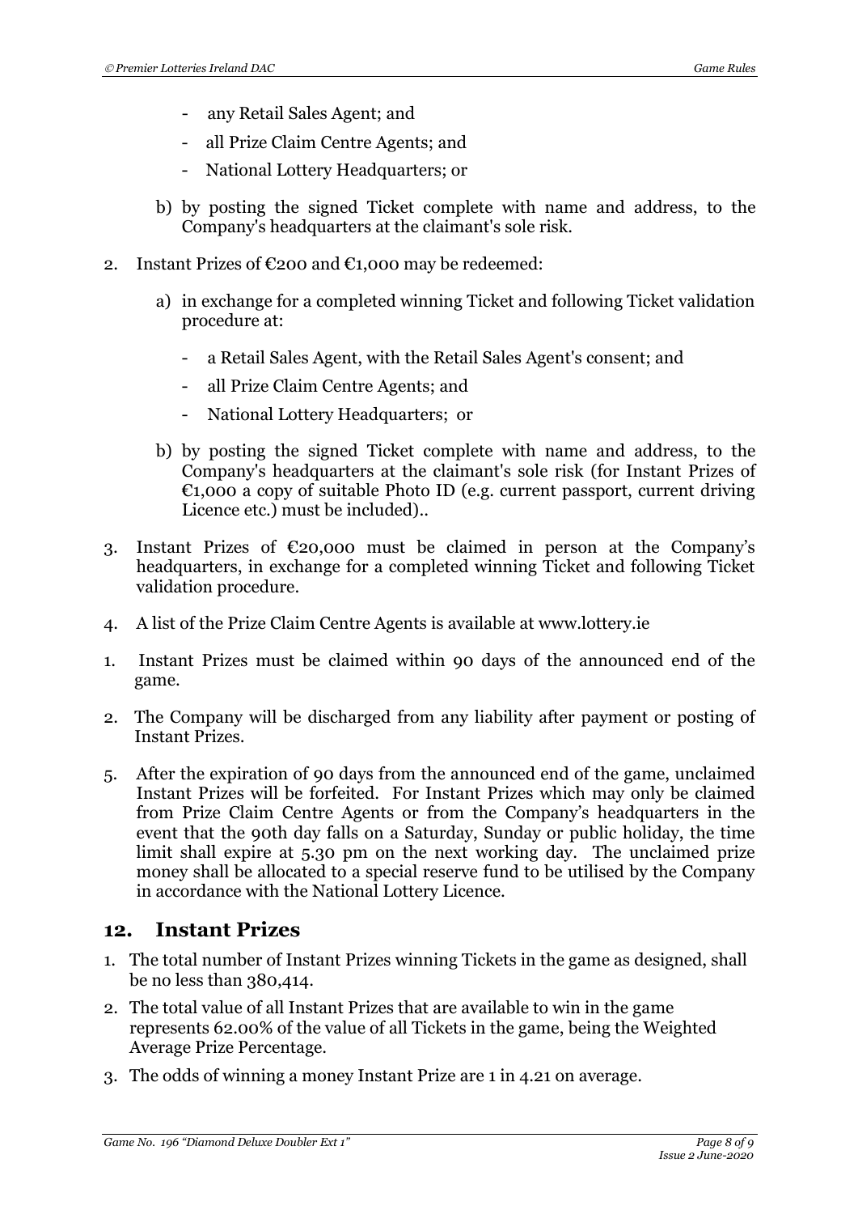- any Retail Sales Agent; and
- all Prize Claim Centre Agents; and
- National Lottery Headquarters; or

b) by posting the signed Ticket complete with name and address, to the Company's headquarters at the claimant's sole risk.

2. Instant Prizes of €200 and €1,000 may be redeemed:

   a) in exchange for a completed winning Ticket and following Ticket validation procedure at:

      - a Retail Sales Agent, with the Retail Sales Agent's consent; and
      - all Prize Claim Centre Agents; and
      - National Lottery Headquarters; or

   b) by posting the signed Ticket complete with name and address, to the Company's headquarters at the claimant's sole risk (for Instant Prizes of €1,000 a copy of suitable Photo ID (e.g. current passport, current driving Licence etc.) must be included)..

3. Instant Prizes of €20,000 must be claimed in person at the Company's headquarters, in exchange for a completed winning Ticket and following Ticket validation procedure.

4. A list of the Prize Claim Centre Agents is available at www.lottery.ie

1. Instant Prizes must be claimed within 90 days of the announced end of the game.

2. The Company will be discharged from any liability after payment or posting of Instant Prizes.

5. After the expiration of 90 days from the announced end of the game, unclaimed Instant Prizes will be forfeited. For Instant Prizes which may only be claimed from Prize Claim Centre Agents or from the Company's headquarters in the event that the 90th day falls on a Saturday, Sunday or public holiday, the time limit shall expire at 5.30 pm on the next working day. The unclaimed prize money shall be allocated to a special reserve fund to be utilised by the Company in accordance with the National Lottery Licence.

## 12. Instant Prizes

1. The total number of Instant Prizes winning Tickets in the game as designed, shall be no less than 380,414.
2. The total value of all Instant Prizes that are available to win in the game represents 62.00% of the value of all Tickets in the game, being the Weighted Average Prize Percentage.
3. The odds of winning a money Instant Prize are 1 in 4.21 on average.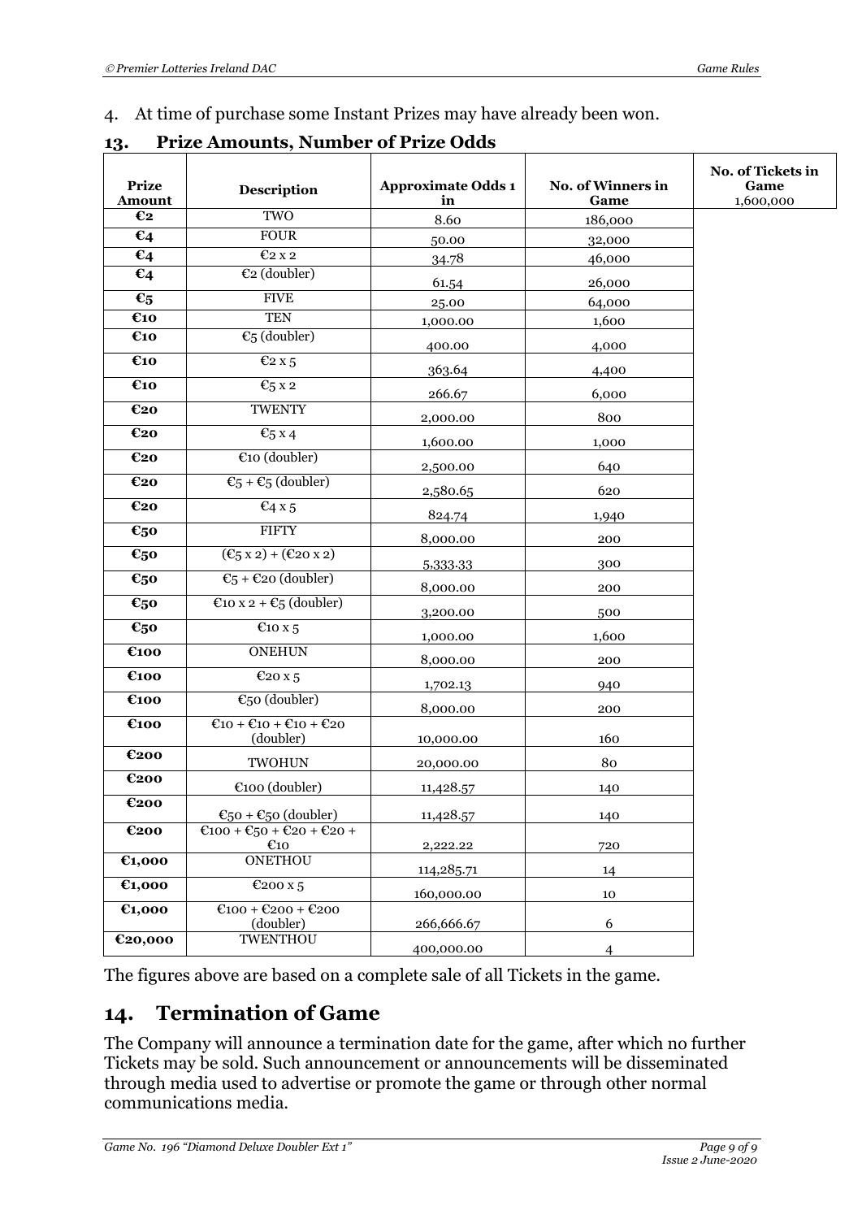4. At time of purchase some Instant Prizes may have already been won.

## 13. Prize Amounts, Number of Prize Odds

| Prize Amount | Description | Approximate Odds 1 in | No. of Winners in Game | No. of Tickets in Game 1,600,000 |
|---|---|---|---|---|
| **€2** | TWO | 8.60 | 186,000 | |
| **€4** | FOUR | 50.00 | 32,000 | |
| **€4** | €2 x 2 | 34.78 | 46,000 | |
| **€4** | €2 (doubler) | 61.54 | 26,000 | |
| **€5** | FIVE | 25.00 | 64,000 | |
| **€10** | TEN | 1,000.00 | 1,600 | |
| **€10** | €5 (doubler) | 400.00 | 4,000 | |
| **€10** | €2 x 5 | 363.64 | 4,400 | |
| **€10** | €5 x 2 | 266.67 | 6,000 | |
| **€20** | TWENTY | 2,000.00 | 800 | |
| **€20** | €5 x 4 | 1,600.00 | 1,000 | |
| **€20** | €10 (doubler) | 2,500.00 | 640 | |
| **€20** | €5 + €5 (doubler) | 2,580.65 | 620 | |
| **€20** | €4 x 5 | 824.74 | 1,940 | |
| **€50** | FIFTY | 8,000.00 | 200 | |
| **€50** | (€5 x 2) + (€20 x 2) | 5,333.33 | 300 | |
| **€50** | €5 + €20 (doubler) | 8,000.00 | 200 | |
| **€50** | €10 x 2 + €5 (doubler) | 3,200.00 | 500 | |
| **€50** | €10 x 5 | 1,000.00 | 1,600 | |
| **€100** | ONEHUN | 8,000.00 | 200 | |
| **€100** | €20 x 5 | 1,702.13 | 940 | |
| **€100** | €50 (doubler) | 8,000.00 | 200 | |
| **€100** | €10 + €10 + €10 + €20 (doubler) | 10,000.00 | 160 | |
| **€200** | TWOHUN | 20,000.00 | 80 | |
| **€200** | €100 (doubler) | 11,428.57 | 140 | |
| **€200** | €50 + €50 (doubler) | 11,428.57 | 140 | |
| **€200** | €100 + €50 + €20 + €20 + €10 | 2,222.22 | 720 | |
| **€1,000** | ONETHOU | 114,285.71 | 14 | |
| **€1,000** | €200 x 5 | 160,000.00 | 10 | |
| **€1,000** | €100 + €200 + €200 (doubler) | 266,666.67 | 6 | |
| **€20,000** | TWENTHOU | 400,000.00 | 4 | |

The figures above are based on a complete sale of all Tickets in the game.

## 14. Termination of Game

The Company will announce a termination date for the game, after which no further Tickets may be sold. Such announcement or announcements will be disseminated through media used to advertise or promote the game or through other normal communications media.